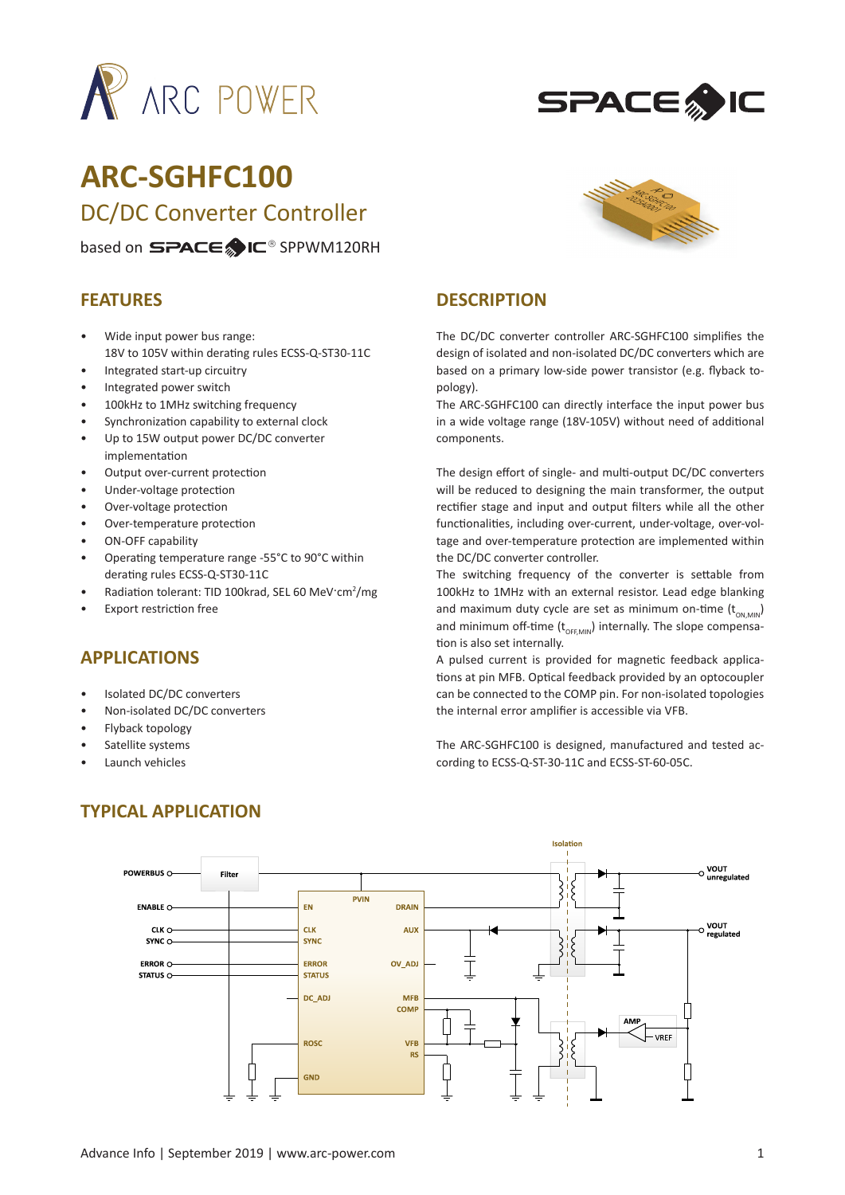# ARC-SGHFC100

## DC/DC Converter Controller

based on SPACE IC® SPPWM120RH

## FEATURES

- Wide input power bus range: 18V to 105V within derating rules ECSS-Q-ST30-11C
- Integrated start-up circuitry
- Integrated power switch
- 100kHz to 1MHz switching frequency
- Synchronization capability to external clock
- Up to 15W output power DC/DC converter implementation
- Output over-current protection
- Under-voltage protection
- Over-voltage protection
- Over-temperature protection
- ON-OFF capability
- Operating temperature range -55°C to 90°C within derating rules ECSS-Q-ST30-11C
- Radiation tolerant: TID 100krad, SEL 60 MeV·cm²/mg
- Export restriction free

## APPLICATIONS

- Isolated DC/DC converters
- Non-isolated DC/DC converters
- Flyback topology
- Satellite systems
- Launch vehicles

## DESCRIPTION

The DC/DC converter controller ARC-SGHFC100 simplifies the design of isolated and non-isolated DC/DC converters which are based on a primary low-side power transistor (e.g. flyback topology).

The ARC-SGHFC100 can directly interface the input power bus in a wide voltage range (18V-105V) without need of additional components.

The design effort of single- and multi-output DC/DC converters will be reduced to designing the main transformer, the output rectifier stage and input and output filters while all the other functionalities, including over-current, under-voltage, over-voltage and over-temperature protection are implemented within the DC/DC converter controller.

The switching frequency of the converter is settable from 100kHz to 1MHz with an external resistor. Lead edge blanking and maximum duty cycle are set as minimum on-time ($t_{ON,MIN}$) and minimum off-time ($t_{OFF,MIN}$) internally. The slope compensation is also set internally.

A pulsed current is provided for magnetic feedback applications at pin MFB. Optical feedback provided by an optocoupler can be connected to the COMP pin. For non-isolated topologies the internal error amplifier is accessible via VFB.

The ARC-SGHFC100 is designed, manufactured and tested according to ECSS-Q-ST-30-11C and ECSS-ST-60-05C.

## TYPICAL APPLICATION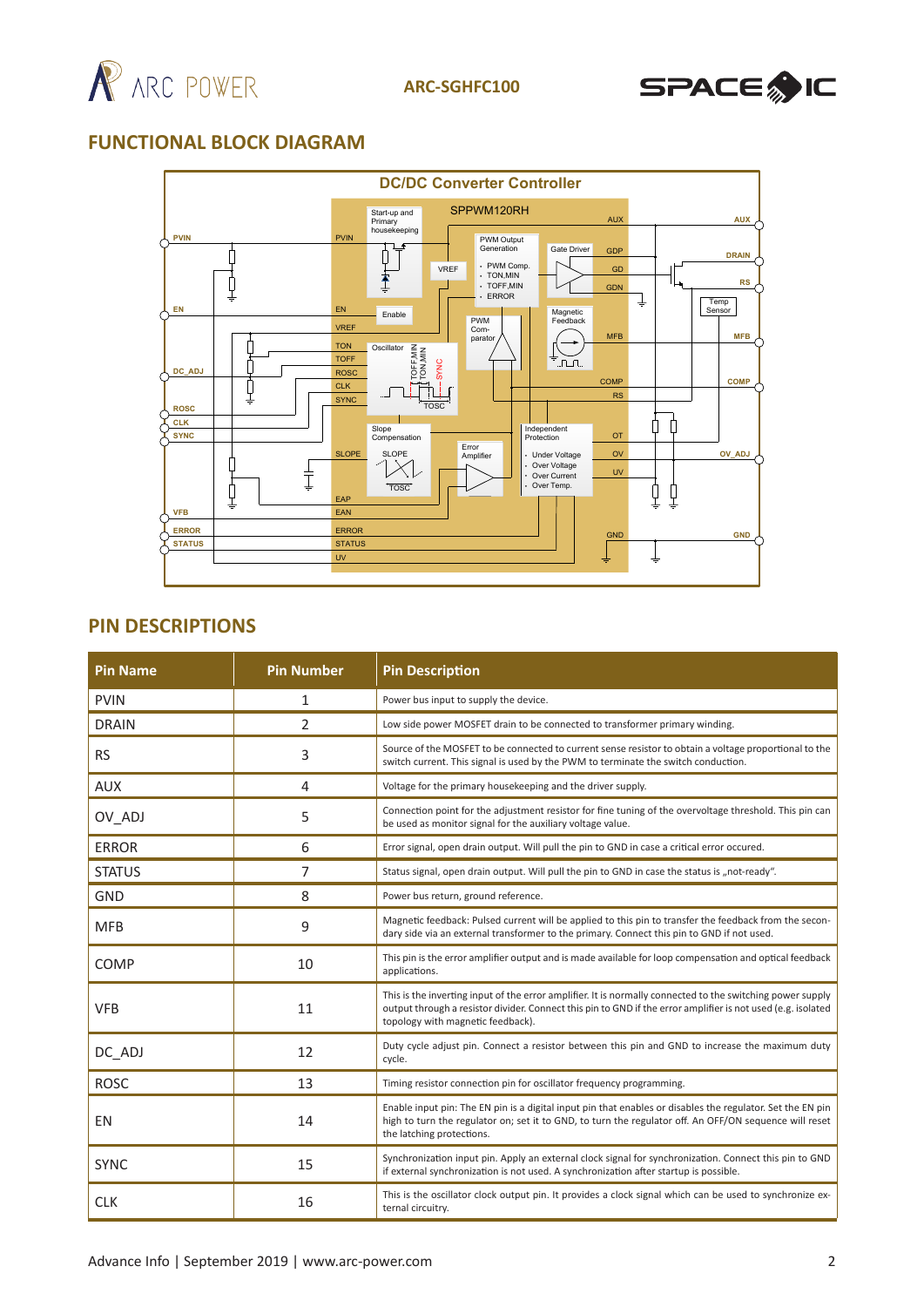## FUNCTIONAL BLOCK DIAGRAM

DC/DC Converter Controller

SPPWM120RH

PVIN
EN
DC_ADJ
ROSC
CLK
SYNC
VFB
ERROR
STATUS

Start-up and Primary housekeeping
VREF
Enable
Oscillator
TOFF,MIN
TON,MIN
SYNC
TOSC
Slope Compensation
SLOPE
TOSC
Error Amplifier
PWM Output Generation
• PWM Comp.
• TON,MIN
• TOFF,MIN
• ERROR
PWM Comparator
Gate Driver
Magnetic Feedback
Independent Protection
• Under Voltage
• Over Voltage
• Over Current
• Over Temp.
Temp Sensor

PVIN
EN
VREF
TON
TOFF
ROSC
CLK
SYNC
SLOPE
EAP
EAN
ERROR
STATUS
UV
AUX
GDP
GD
GDN
MFB
COMP
RS
OT
OV
UV
GND

AUX
DRAIN
RS
MFB
COMP
OV_ADJ
GND

## PIN DESCRIPTIONS

| Pin Name | Pin Number | Pin Description |
|---|---|---|
| PVIN | 1 | Power bus input to supply the device. |
| DRAIN | 2 | Low side power MOSFET drain to be connected to transformer primary winding. |
| RS | 3 | Source of the MOSFET to be connected to current sense resistor to obtain a voltage proportional to the switch current. This signal is used by the PWM to terminate the switch conduction. |
| AUX | 4 | Voltage for the primary housekeeping and the driver supply. |
| OV_ADJ | 5 | Connection point for the adjustment resistor for fine tuning of the overvoltage threshold. This pin can be used as monitor signal for the auxiliary voltage value. |
| ERROR | 6 | Error signal, open drain output. Will pull the pin to GND in case a critical error occured. |
| STATUS | 7 | Status signal, open drain output. Will pull the pin to GND in case the status is „not-ready“. |
| GND | 8 | Power bus return, ground reference. |
| MFB | 9 | Magnetic feedback: Pulsed current will be applied to this pin to transfer the feedback from the secondary side via an external transformer to the primary. Connect this pin to GND if not used. |
| COMP | 10 | This pin is the error amplifier output and is made available for loop compensation and optical feedback applications. |
| VFB | 11 | This is the inverting input of the error amplifier. It is normally connected to the switching power supply output through a resistor divider. Connect this pin to GND if the error amplifier is not used (e.g. isolated topology with magnetic feedback). |
| DC_ADJ | 12 | Duty cycle adjust pin. Connect a resistor between this pin and GND to increase the maximum duty cycle. |
| ROSC | 13 | Timing resistor connection pin for oscillator frequency programming. |
| EN | 14 | Enable input pin: The EN pin is a digital input pin that enables or disables the regulator. Set the EN pin high to turn the regulator on; set it to GND, to turn the regulator off. An OFF/ON sequence will reset the latching protections. |
| SYNC | 15 | Synchronization input pin. Apply an external clock signal for synchronization. Connect this pin to GND if external synchronization is not used. A synchronization after startup is possible. |
| CLK | 16 | This is the oscillator clock output pin. It provides a clock signal which can be used to synchronize external circuitry. |